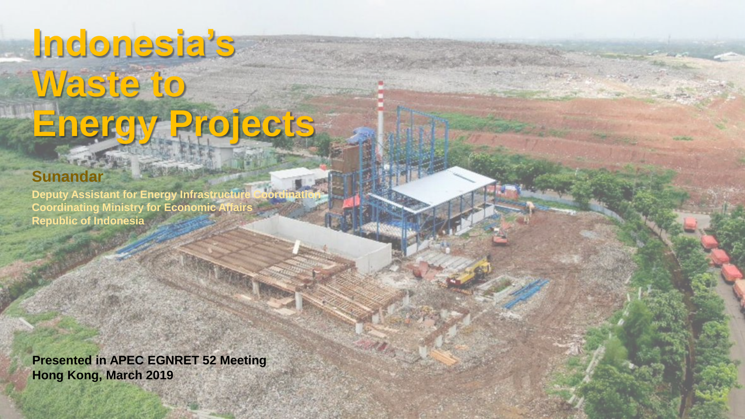# Indonesia's Waste to Energy Projects

**Sunandar**

**Deputy Assistant for Energy Infrastructure Coordination**
**Coordinating Ministry for Economic Affairs**
**Republic of Indonesia**

**Presented in APEC EGNRET 52 Meeting**
**Hong Kong, March 2019**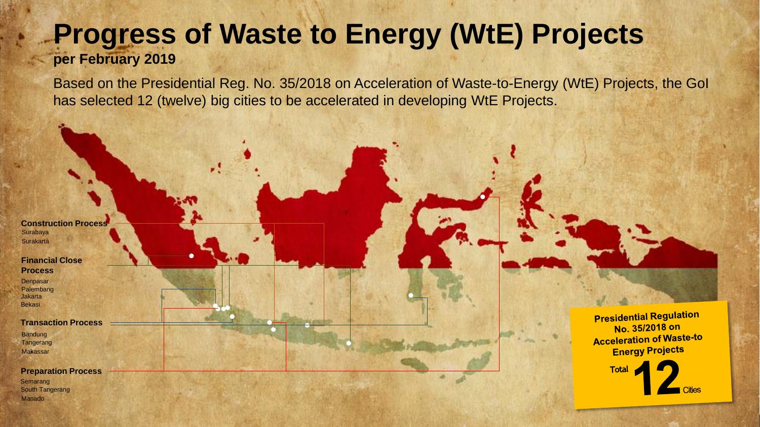# Progress of Waste to Energy (WtE) Projects

**per February 2019**

Based on the Presidential Reg. No. 35/2018 on Acceleration of Waste-to-Energy (WtE) Projects, the GoI has selected 12 (twelve) big cities to be accelerated in developing WtE Projects.

**Construction Process**
- Surabaya
- Surakarta

**Financial Close Process**
- Denpasar
- Palembang
- Jakarta
- Bekasi

**Transaction Process**
- Bandung
- Tangerang
- Makassar

**Preparation Process**
- Semarang
- South Tangerang
- Manado

**Presidential Regulation No. 35/2018 on Acceleration of Waste-to Energy Projects**

Total **12** Cities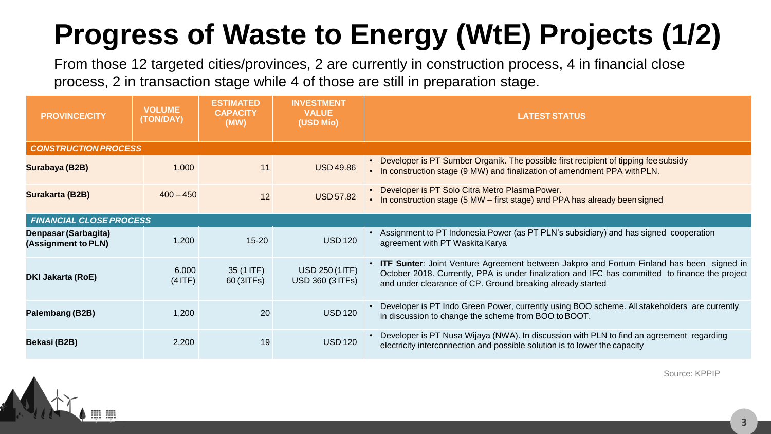# Progress of Waste to Energy (WtE) Projects (1/2)

From those 12 targeted cities/provinces, 2 are currently in construction process, 4 in financial close process, 2 in transaction stage while 4 of those are still in preparation stage.

| PROVINCE/CITY | VOLUME (TON/DAY) | ESTIMATED CAPACITY (MW) | INVESTMENT VALUE (USD Mio) | LATEST STATUS |
|---|---|---|---|---|
| ***CONSTRUCTION PROCESS*** | | | | |
| **Surabaya (B2B)** | 1,000 | 11 | USD 49.86 | • Developer is PT Sumber Organik. The possible first recipient of tipping fee subsidy<br>• In construction stage (9 MW) and finalization of amendment PPA with PLN. |
| **Surakarta (B2B)** | 400 – 450 | 12 | USD 57.82 | • Developer is PT Solo Citra Metro Plasma Power.<br>• In construction stage (5 MW – first stage) and PPA has already been signed |
| ***FINANCIAL CLOSE PROCESS*** | | | | |
| **Denpasar (Sarbagita) (Assignment to PLN)** | 1,200 | 15-20 | USD 120 | • Assignment to PT Indonesia Power (as PT PLN's subsidiary) and has signed cooperation agreement with PT Waskita Karya |
| **DKI Jakarta (RoE)** | 6.000 (4 ITF) | 35 (1 ITF)<br>60 (3ITFs) | USD 250 (1ITF)<br>USD 360 (3 ITFs) | • **ITF Sunter**: Joint Venture Agreement between Jakpro and Fortum Finland has been signed in October 2018. Currently, PPA is under finalization and IFC has committed to finance the project and under clearance of CP. Ground breaking already started |
| **Palembang (B2B)** | 1,200 | 20 | USD 120 | • Developer is PT Indo Green Power, currently using BOO scheme. All stakeholders are currently in discussion to change the scheme from BOO to BOOT. |
| **Bekasi (B2B)** | 2,200 | 19 | USD 120 | • Developer is PT Nusa Wijaya (NWA). In discussion with PLN to find an agreement regarding electricity interconnection and possible solution is to lower the capacity |

Source: KPPIP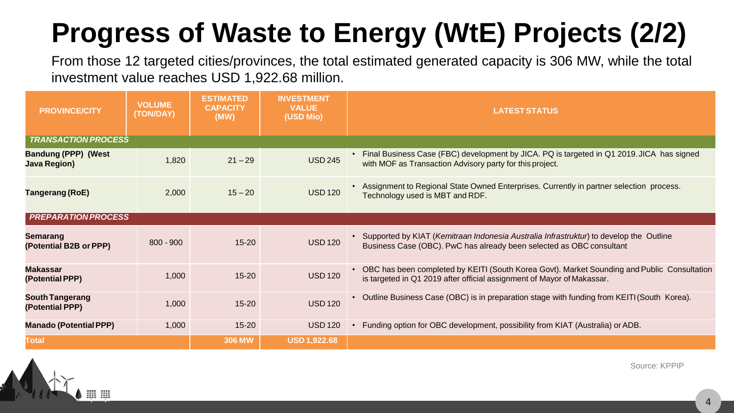# Progress of Waste to Energy (WtE) Projects (2/2)

From those 12 targeted cities/provinces, the total estimated generated capacity is 306 MW, while the total investment value reaches USD 1,922.68 million.

| PROVINCE/CITY | VOLUME (TON/DAY) | ESTIMATED CAPACITY (MW) | INVESTMENT VALUE (USD Mio) | LATEST STATUS |
|---|---|---|---|---|
| *TRANSACTION PROCESS* | | | | |
| **Bandung (PPP) (West Java Region)** | 1,820 | 21 – 29 | USD 245 | • Final Business Case (FBC) development by JICA. PQ is targeted in Q1 2019. JICA has signed with MOF as Transaction Advisory party for this project. |
| **Tangerang (RoE)** | 2,000 | 15 – 20 | USD 120 | • Assignment to Regional State Owned Enterprises. Currently in partner selection process. Technology used is MBT and RDF. |
| *PREPARATION PROCESS* | | | | |
| **Semarang (Potential B2B or PPP)** | 800 - 900 | 15-20 | USD 120 | • Supported by KIAT (*Kemitraan Indonesia Australia Infrastruktur*) to develop the Outline Business Case (OBC). PwC has already been selected as OBC consultant |
| **Makassar (Potential PPP)** | 1,000 | 15-20 | USD 120 | • OBC has been completed by KEITI (South Korea Govt). Market Sounding and Public Consultation is targeted in Q1 2019 after official assignment of Mayor of Makassar. |
| **South Tangerang (Potential PPP)** | 1,000 | 15-20 | USD 120 | • Outline Business Case (OBC) is in preparation stage with funding from KEITI (South Korea). |
| **Manado (Potential PPP)** | 1,000 | 15-20 | USD 120 | • Funding option for OBC development, possibility from KIAT (Australia) or ADB. |
| **Total** | | **306 MW** | **USD 1,922.68** | |

Source: KPPIP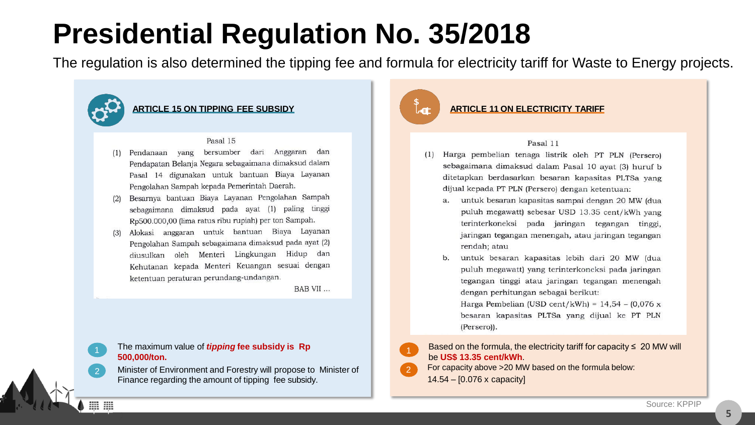# Presidential Regulation No. 35/2018

The regulation is also determined the tipping fee and formula for electricity tariff for Waste to Energy projects.

## ARTICLE 15 ON TIPPING FEE SUBSIDY

Pasal 15

(1) Pendanaan yang bersumber dari Anggaran dan Pendapatan Belanja Negara sebagaimana dimaksud dalam Pasal 14 digunakan untuk bantuan Biaya Layanan Pengolahan Sampah kepada Pemerintah Daerah.

(2) Besarnya bantuan Biaya Layanan Pengolahan Sampah sebagaimana dimaksud pada ayat (1) paling tinggi Rp500.000,00 (lima ratus ribu rupiah) per ton Sampah.

(3) Alokasi anggaran untuk bantuan Biaya Layanan Pengolahan Sampah sebagaimana dimaksud pada ayat (2) diusulkan oleh Menteri Lingkungan Hidup dan Kehutanan kepada Menteri Keuangan sesuai dengan ketentuan peraturan perundang-undangan.

BAB VII ...

1. The maximum value of ***tipping* fee subsidy is Rp 500,000/ton.**
2. Minister of Environment and Forestry will propose to Minister of Finance regarding the amount of tipping fee subsidy.

## ARTICLE 11 ON ELECTRICITY TARIFF

Pasal 11

(1) Harga pembelian tenaga listrik oleh PT PLN (Persero) sebagaimana dimaksud dalam Pasal 10 ayat (3) huruf b ditetapkan berdasarkan besaran kapasitas PLTSa yang dijual kepada PT PLN (Persero) dengan ketentuan:

a. untuk besaran kapasitas sampai dengan 20 MW (dua puluh megawatt) sebesar USD 13.35 cent/kWh yang terinterkoneksi pada jaringan tegangan tinggi, jaringan tegangan menengah, atau jaringan tegangan rendah; atau

b. untuk besaran kapasitas lebih dari 20 MW (dua puluh megawatt) yang terinterkoneksi pada jaringan tegangan tinggi atau jaringan tegangan menengah dengan perhitungan sebagai berikut:
Harga Pembelian (USD cent/kWh) = 14,54 – (0,076 x besaran kapasitas PLTSa yang dijual ke PT PLN (Persero)).

1. Based on the formula, the electricity tariff for capacity ≤ 20 MW will be **US$ 13.35 cent/kWh**.
2. For capacity above >20 MW based on the formula below:
   14.54 – [0.076 x capacity]

Source: KPPIP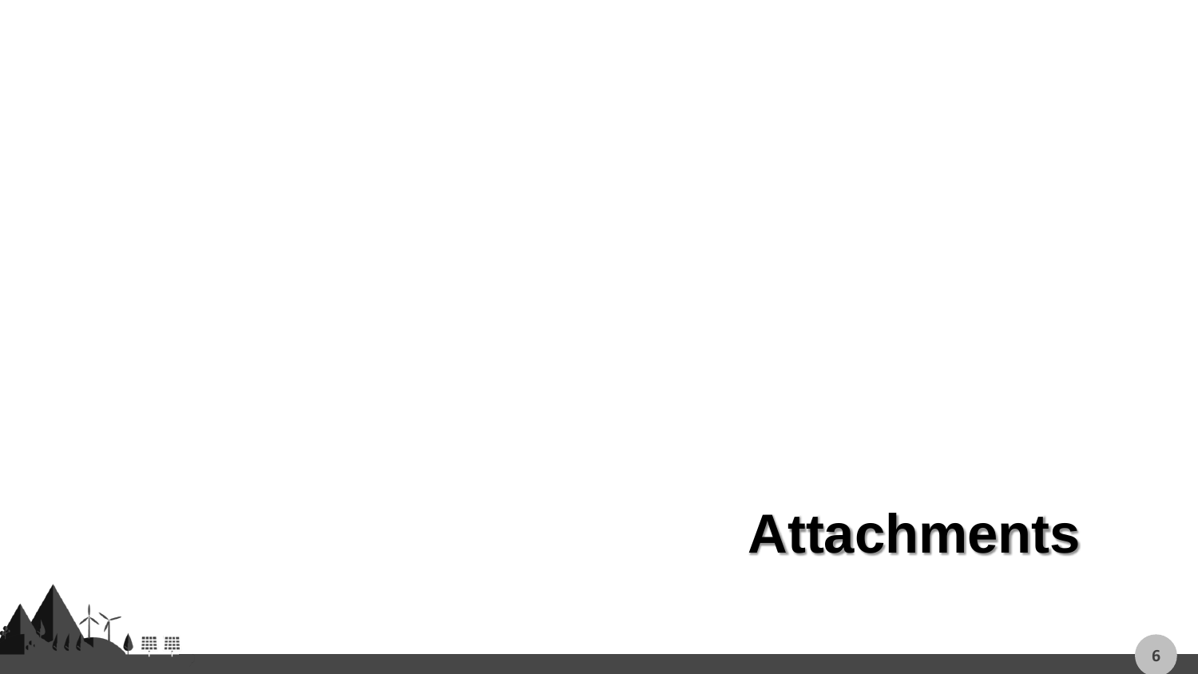# Attachments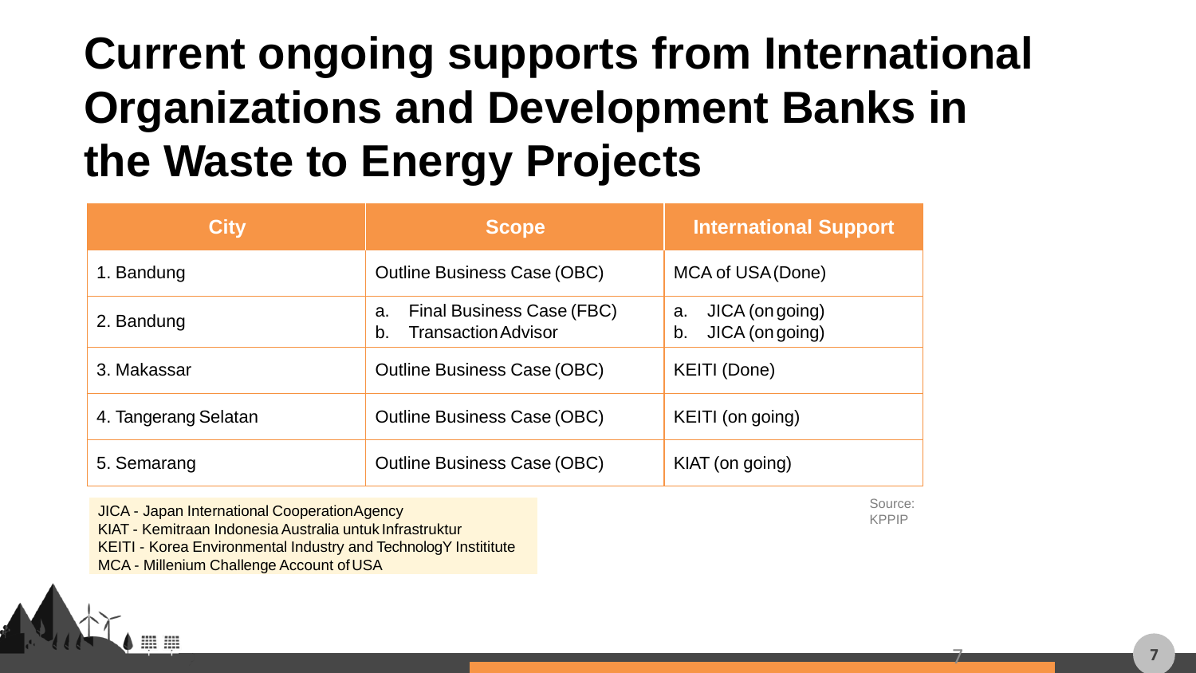# Current ongoing supports from International Organizations and Development Banks in the Waste to Energy Projects

| City | Scope | International Support |
|---|---|---|
| 1. Bandung | Outline Business Case (OBC) | MCA of USA (Done) |
| 2. Bandung | a. Final Business Case (FBC)<br>b. Transaction Advisor | a. JICA (on going)<br>b. JICA (on going) |
| 3. Makassar | Outline Business Case (OBC) | KEITI (Done) |
| 4. Tangerang Selatan | Outline Business Case (OBC) | KEITI (on going) |
| 5. Semarang | Outline Business Case (OBC) | KIAT (on going) |

JICA - Japan International Cooperation Agency
KIAT - Kemitraan Indonesia Australia untuk Infrastruktur
KEITI - Korea Environmental Industry and TechnologY Instititute
MCA - Millenium Challenge Account of USA

Source: KPPIP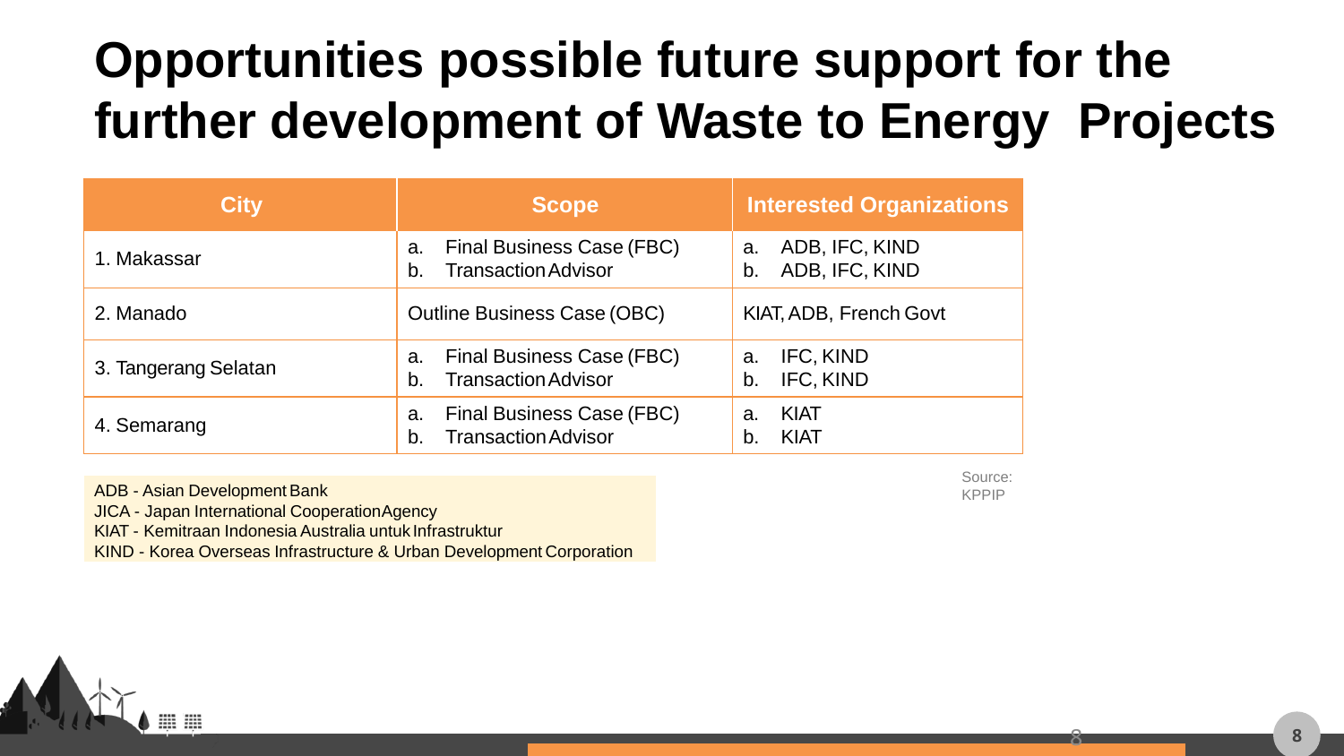# Opportunities possible future support for the further development of Waste to Energy Projects

| City | Scope | Interested Organizations |
| --- | --- | --- |
| 1. Makassar | a. Final Business Case (FBC)<br>b. Transaction Advisor | a. ADB, IFC, KIND<br>b. ADB, IFC, KIND |
| 2. Manado | Outline Business Case (OBC) | KIAT, ADB, French Govt |
| 3. Tangerang Selatan | a. Final Business Case (FBC)<br>b. Transaction Advisor | a. IFC, KIND<br>b. IFC, KIND |
| 4. Semarang | a. Final Business Case (FBC)<br>b. Transaction Advisor | a. KIAT<br>b. KIAT |

ADB - Asian Development Bank
JICA - Japan International Cooperation Agency
KIAT - Kemitraan Indonesia Australia untuk Infrastruktur
KIND - Korea Overseas Infrastructure & Urban Development Corporation

Source: KPPIP